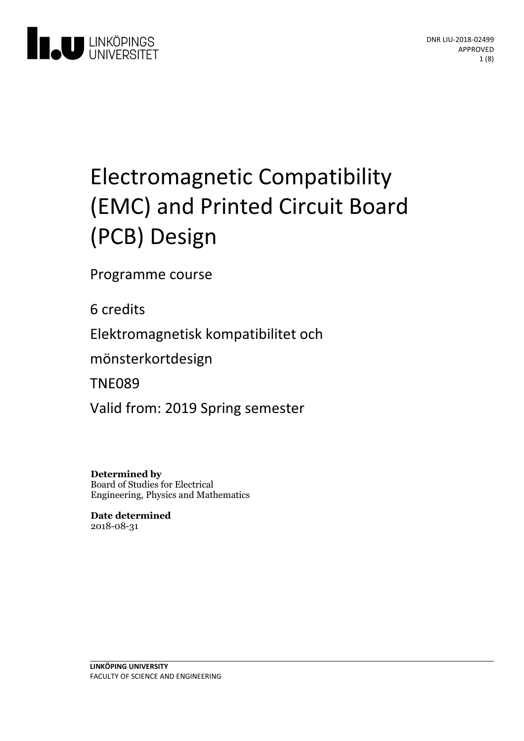LINKÖPINGS UNIVERSITET

DNR LIU-2018-02499
APPROVED

# Electromagnetic Compatibility (EMC) and Printed Circuit Board (PCB) Design

Programme course

6 credits

Elektromagnetisk kompatibilitet och mönsterkortdesign

TNE089

Valid from: 2019 Spring semester

**Determined by**
Board of Studies for Electrical Engineering, Physics and Mathematics

**Date determined**
2018-08-31

**LINKÖPING UNIVERSITY**
FACULTY OF SCIENCE AND ENGINEERING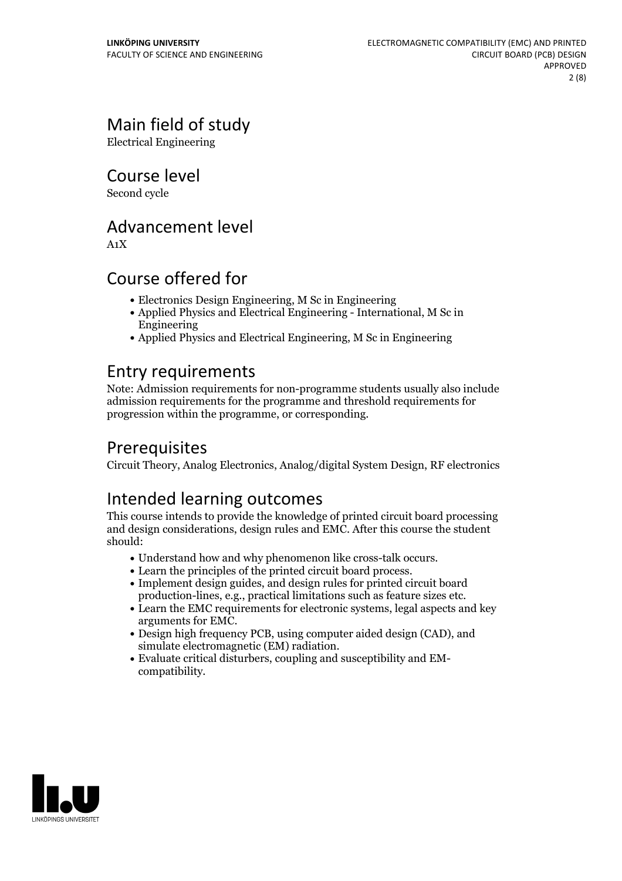## Main field of study

Electrical Engineering

## Course level

Second cycle

## Advancement level

A1X

## Course offered for

- Electronics Design Engineering, M Sc in Engineering
- Applied Physics and Electrical Engineering - International, M Sc in Engineering
- Applied Physics and Electrical Engineering, M Sc in Engineering

## Entry requirements

Note: Admission requirements for non-programme students usually also include admission requirements for the programme and threshold requirements for progression within the programme, or corresponding.

## Prerequisites

Circuit Theory, Analog Electronics, Analog/digital System Design, RF electronics

## Intended learning outcomes

This course intends to provide the knowledge of printed circuit board processing and design considerations, design rules and EMC. After this course the student should:

- Understand how and why phenomenon like cross-talk occurs.
- Learn the principles of the printed circuit board process.
- Implement design guides, and design rules for printed circuit board production-lines, e.g., practical limitations such as feature sizes etc.
- Learn the EMC requirements for electronic systems, legal aspects and key arguments for EMC.
- Design high frequency PCB, using computer aided design (CAD), and simulate electromagnetic (EM) radiation.
- Evaluate critical disturbers, coupling and susceptibility and EM-compatibility.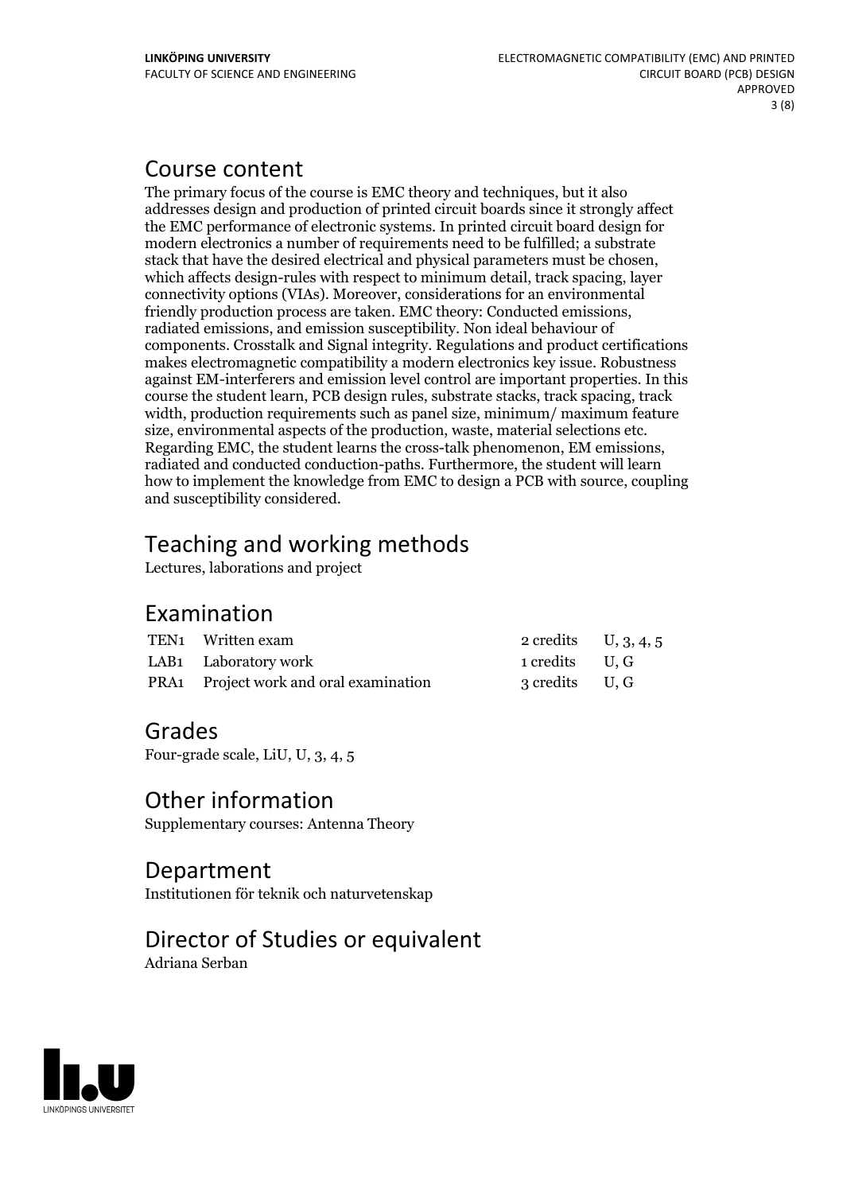## Course content

The primary focus of the course is EMC theory and techniques, but it also addresses design and production of printed circuit boards since it strongly affect the EMC performance of electronic systems. In printed circuit board design for modern electronics a number of requirements need to be fulfilled; a substrate stack that have the desired electrical and physical parameters must be chosen, which affects design-rules with respect to minimum detail, track spacing, layer connectivity options (VIAs). Moreover, considerations for an environmental friendly production process are taken. EMC theory: Conducted emissions, radiated emissions, and emission susceptibility. Non ideal behaviour of components. Crosstalk and Signal integrity. Regulations and product certifications makes electromagnetic compatibility a modern electronics key issue. Robustness against EM-interferers and emission level control are important properties. In this course the student learn, PCB design rules, substrate stacks, track spacing, track width, production requirements such as panel size, minimum/ maximum feature size, environmental aspects of the production, waste, material selections etc. Regarding EMC, the student learns the cross-talk phenomenon, EM emissions, radiated and conducted conduction-paths. Furthermore, the student will learn how to implement the knowledge from EMC to design a PCB with source, coupling and susceptibility considered.

## Teaching and working methods

Lectures, laborations and project

## Examination

| | | | |
|---|---|---|---|
| TEN1 | Written exam | 2 credits | U, 3, 4, 5 |
| LAB1 | Laboratory work | 1 credits | U, G |
| PRA1 | Project work and oral examination | 3 credits | U, G |

## Grades

Four-grade scale, LiU, U, 3, 4, 5

## Other information

Supplementary courses: Antenna Theory

## Department

Institutionen för teknik och naturvetenskap

## Director of Studies or equivalent

Adriana Serban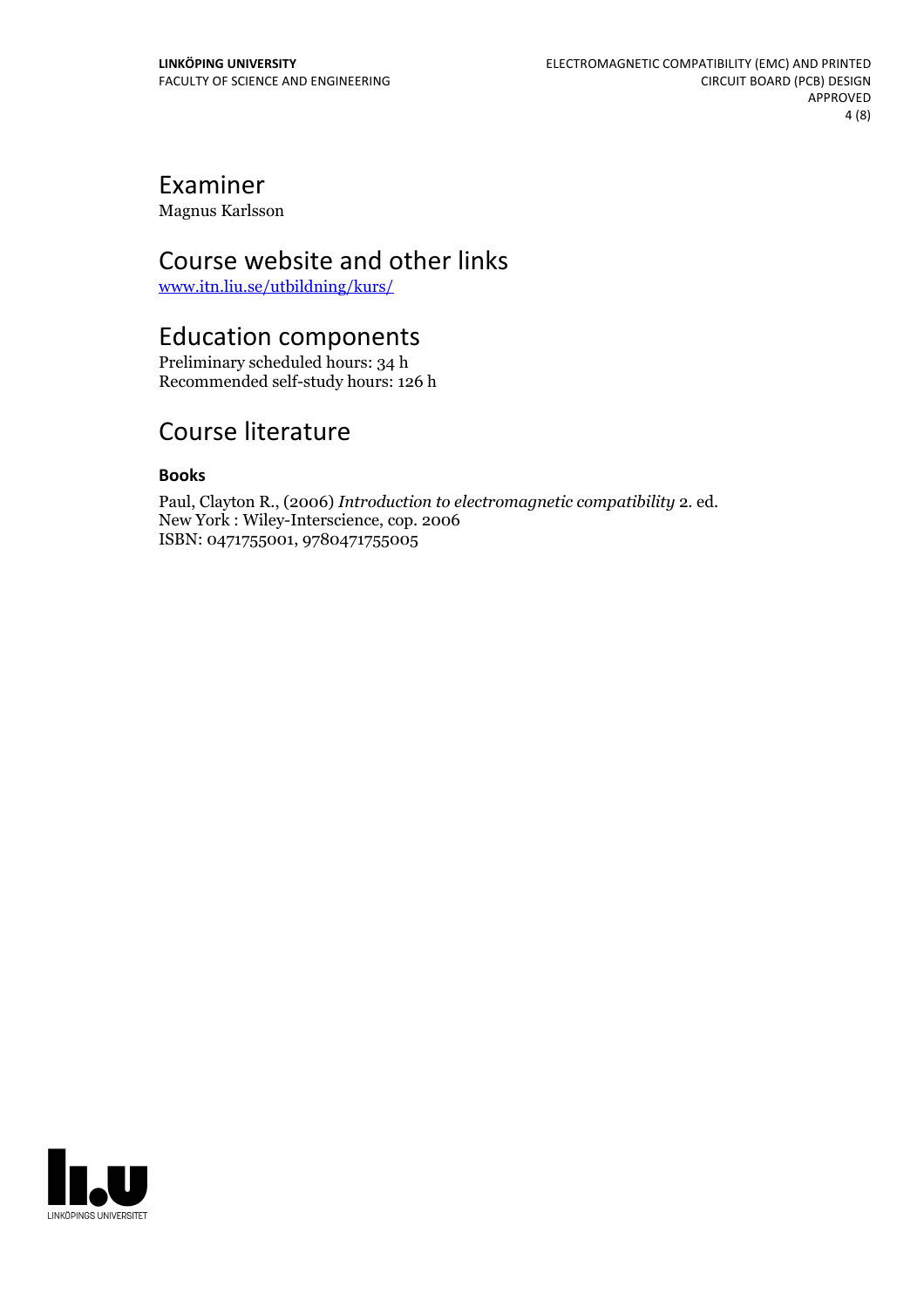# Examiner

Magnus Karlsson

# Course website and other links

[www.itn.liu.se/utbildning/kurs/](www.itn.liu.se/utbildning/kurs/)

# Education components

Preliminary scheduled hours: 34 h
Recommended self-study hours: 126 h

# Course literature

### Books

Paul, Clayton R., (2006) *Introduction to electromagnetic compatibility* 2. ed.
New York : Wiley-Interscience, cop. 2006
ISBN: 0471755001, 9780471755005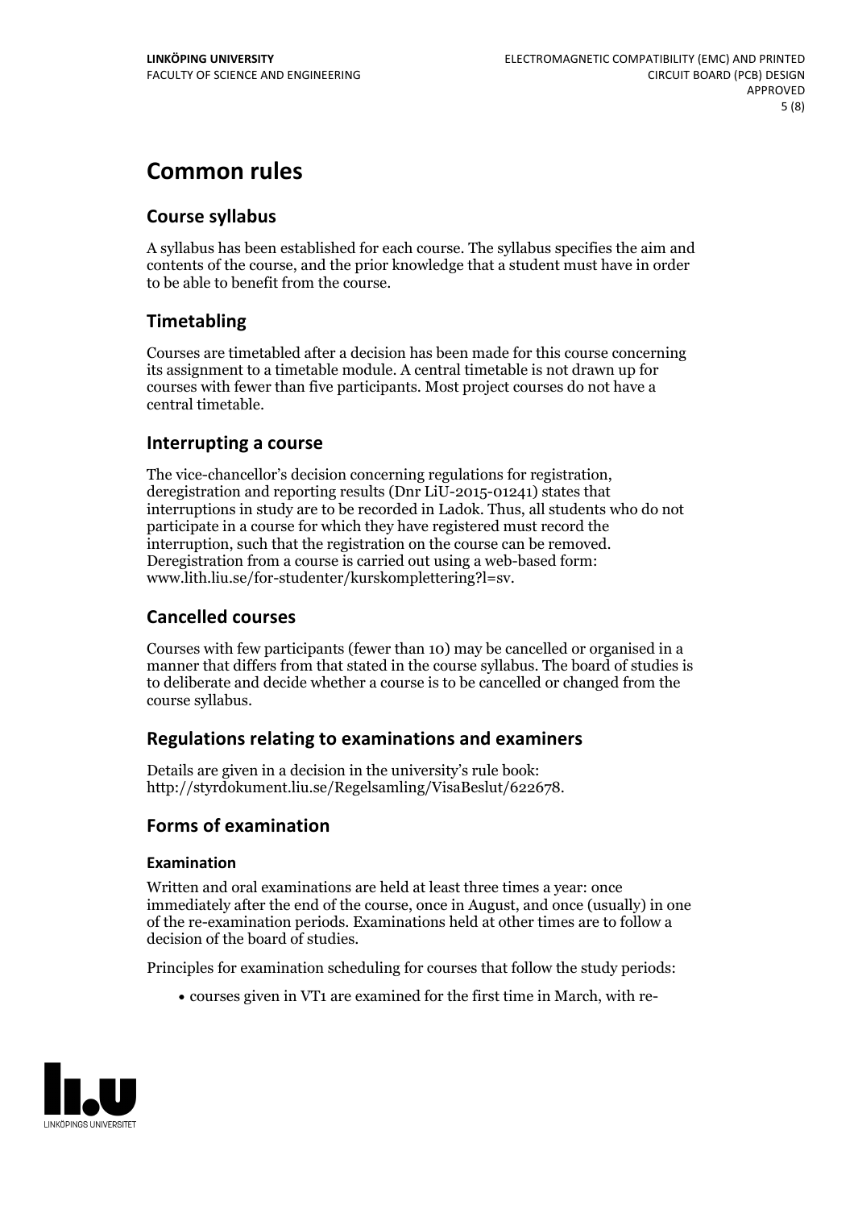# Common rules

## Course syllabus

A syllabus has been established for each course. The syllabus specifies the aim and contents of the course, and the prior knowledge that a student must have in order to be able to benefit from the course.

## Timetabling

Courses are timetabled after a decision has been made for this course concerning its assignment to a timetable module. A central timetable is not drawn up for courses with fewer than five participants. Most project courses do not have a central timetable.

## Interrupting a course

The vice-chancellor's decision concerning regulations for registration, deregistration and reporting results (Dnr LiU-2015-01241) states that interruptions in study are to be recorded in Ladok. Thus, all students who do not participate in a course for which they have registered must record the interruption, such that the registration on the course can be removed. Deregistration from a course is carried out using a web-based form: www.lith.liu.se/for-studenter/kurskomplettering?l=sv.

## Cancelled courses

Courses with few participants (fewer than 10) may be cancelled or organised in a manner that differs from that stated in the course syllabus. The board of studies is to deliberate and decide whether a course is to be cancelled or changed from the course syllabus.

## Regulations relating to examinations and examiners

Details are given in a decision in the university's rule book: http://styrdokument.liu.se/Regelsamling/VisaBeslut/622678.

## Forms of examination

### Examination

Written and oral examinations are held at least three times a year: once immediately after the end of the course, once in August, and once (usually) in one of the re-examination periods. Examinations held at other times are to follow a decision of the board of studies.

Principles for examination scheduling for courses that follow the study periods:

- courses given in VT1 are examined for the first time in March, with re-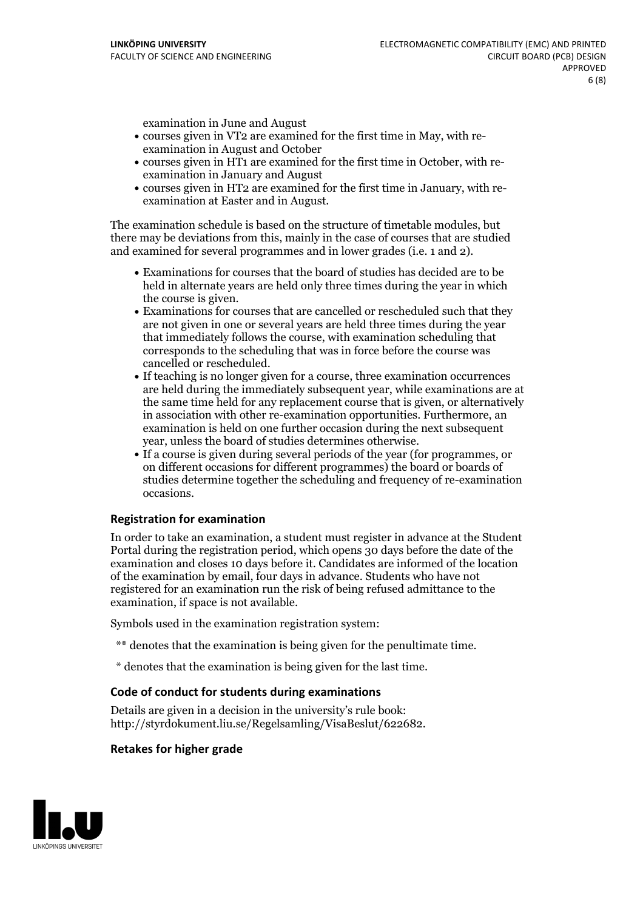examination in June and August
- courses given in VT2 are examined for the first time in May, with re-examination in August and October
- courses given in HT1 are examined for the first time in October, with re-examination in January and August
- courses given in HT2 are examined for the first time in January, with re-examination at Easter and in August.

The examination schedule is based on the structure of timetable modules, but there may be deviations from this, mainly in the case of courses that are studied and examined for several programmes and in lower grades (i.e. 1 and 2).

- Examinations for courses that the board of studies has decided are to be held in alternate years are held only three times during the year in which the course is given.
- Examinations for courses that are cancelled or rescheduled such that they are not given in one or several years are held three times during the year that immediately follows the course, with examination scheduling that corresponds to the scheduling that was in force before the course was cancelled or rescheduled.
- If teaching is no longer given for a course, three examination occurrences are held during the immediately subsequent year, while examinations are at the same time held for any replacement course that is given, or alternatively in association with other re-examination opportunities. Furthermore, an examination is held on one further occasion during the next subsequent year, unless the board of studies determines otherwise.
- If a course is given during several periods of the year (for programmes, or on different occasions for different programmes) the board or boards of studies determine together the scheduling and frequency of re-examination occasions.

### Registration for examination

In order to take an examination, a student must register in advance at the Student Portal during the registration period, which opens 30 days before the date of the examination and closes 10 days before it. Candidates are informed of the location of the examination by email, four days in advance. Students who have not registered for an examination run the risk of being refused admittance to the examination, if space is not available.

Symbols used in the examination registration system:

** denotes that the examination is being given for the penultimate time.

* denotes that the examination is being given for the last time.

### Code of conduct for students during examinations

Details are given in a decision in the university's rule book: http://styrdokument.liu.se/Regelsamling/VisaBeslut/622682.

### Retakes for higher grade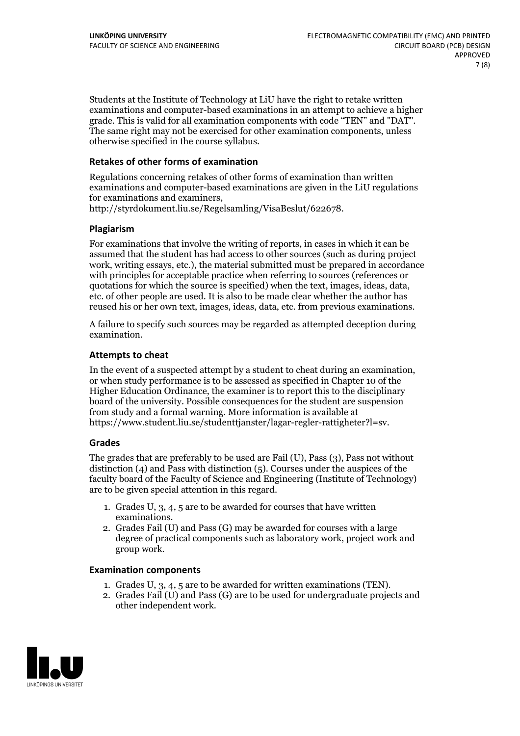Students at the Institute of Technology at LiU have the right to retake written examinations and computer-based examinations in an attempt to achieve a higher grade. This is valid for all examination components with code "TEN" and "DAT". The same right may not be exercised for other examination components, unless otherwise specified in the course syllabus.

### Retakes of other forms of examination

Regulations concerning retakes of other forms of examination than written examinations and computer-based examinations are given in the LiU regulations for examinations and examiners, http://styrdokument.liu.se/Regelsamling/VisaBeslut/622678.

### Plagiarism

For examinations that involve the writing of reports, in cases in which it can be assumed that the student has had access to other sources (such as during project work, writing essays, etc.), the material submitted must be prepared in accordance with principles for acceptable practice when referring to sources (references or quotations for which the source is specified) when the text, images, ideas, data, etc. of other people are used. It is also to be made clear whether the author has reused his or her own text, images, ideas, data, etc. from previous examinations.

A failure to specify such sources may be regarded as attempted deception during examination.

### Attempts to cheat

In the event of a suspected attempt by a student to cheat during an examination, or when study performance is to be assessed as specified in Chapter 10 of the Higher Education Ordinance, the examiner is to report this to the disciplinary board of the university. Possible consequences for the student are suspension from study and a formal warning. More information is available at https://www.student.liu.se/studenttjanster/lagar-regler-rattigheter?l=sv.

### Grades

The grades that are preferably to be used are Fail (U), Pass (3), Pass not without distinction (4) and Pass with distinction (5). Courses under the auspices of the faculty board of the Faculty of Science and Engineering (Institute of Technology) are to be given special attention in this regard.

1. Grades U, 3, 4, 5 are to be awarded for courses that have written examinations.
2. Grades Fail (U) and Pass (G) may be awarded for courses with a large degree of practical components such as laboratory work, project work and group work.

### Examination components

1. Grades U, 3, 4, 5 are to be awarded for written examinations (TEN).
2. Grades Fail (U) and Pass (G) are to be used for undergraduate projects and other independent work.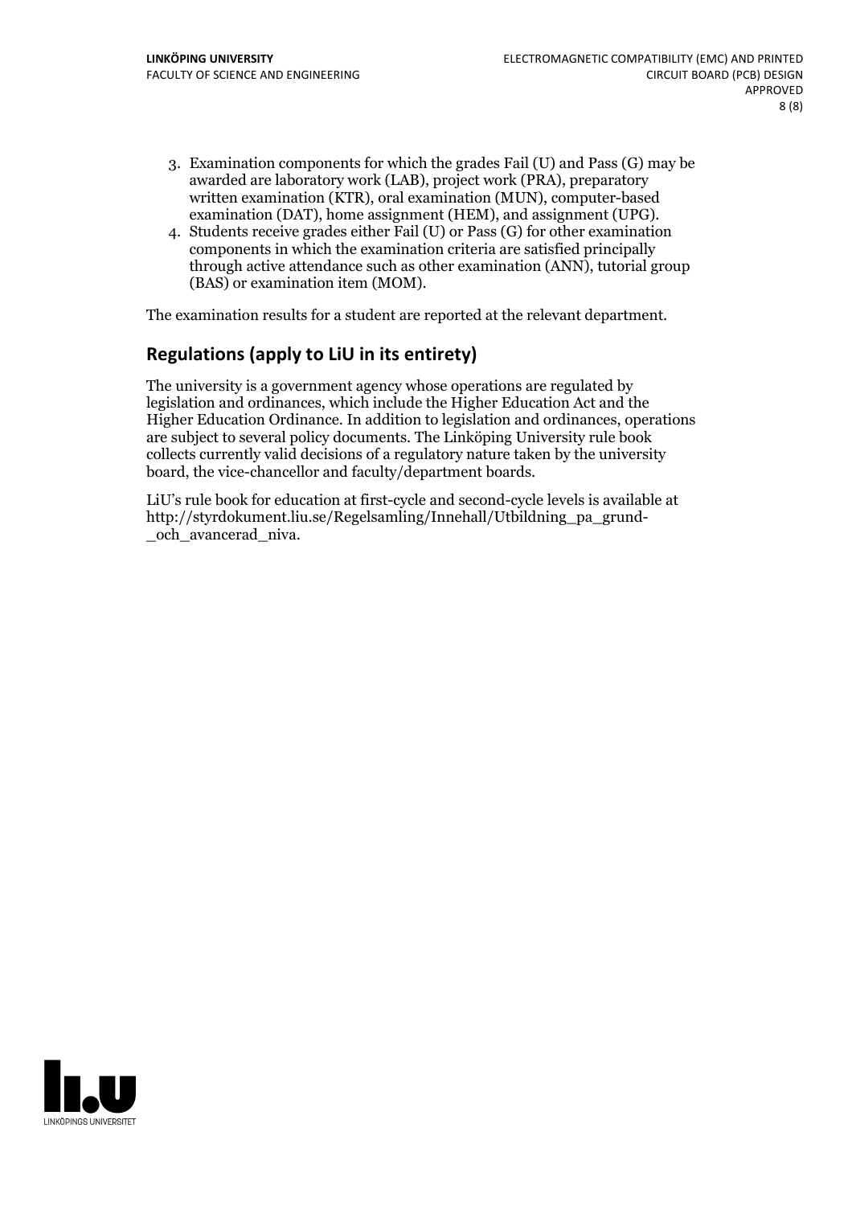3. Examination components for which the grades Fail (U) and Pass (G) may be awarded are laboratory work (LAB), project work (PRA), preparatory written examination (KTR), oral examination (MUN), computer-based examination (DAT), home assignment (HEM), and assignment (UPG).
4. Students receive grades either Fail (U) or Pass (G) for other examination components in which the examination criteria are satisfied principally through active attendance such as other examination (ANN), tutorial group (BAS) or examination item (MOM).

The examination results for a student are reported at the relevant department.

## Regulations (apply to LiU in its entirety)

The university is a government agency whose operations are regulated by legislation and ordinances, which include the Higher Education Act and the Higher Education Ordinance. In addition to legislation and ordinances, operations are subject to several policy documents. The Linköping University rule book collects currently valid decisions of a regulatory nature taken by the university board, the vice-chancellor and faculty/department boards.

LiU's rule book for education at first-cycle and second-cycle levels is available at http://styrdokument.liu.se/Regelsamling/Innehall/Utbildning_pa_grund-_och_avancerad_niva.